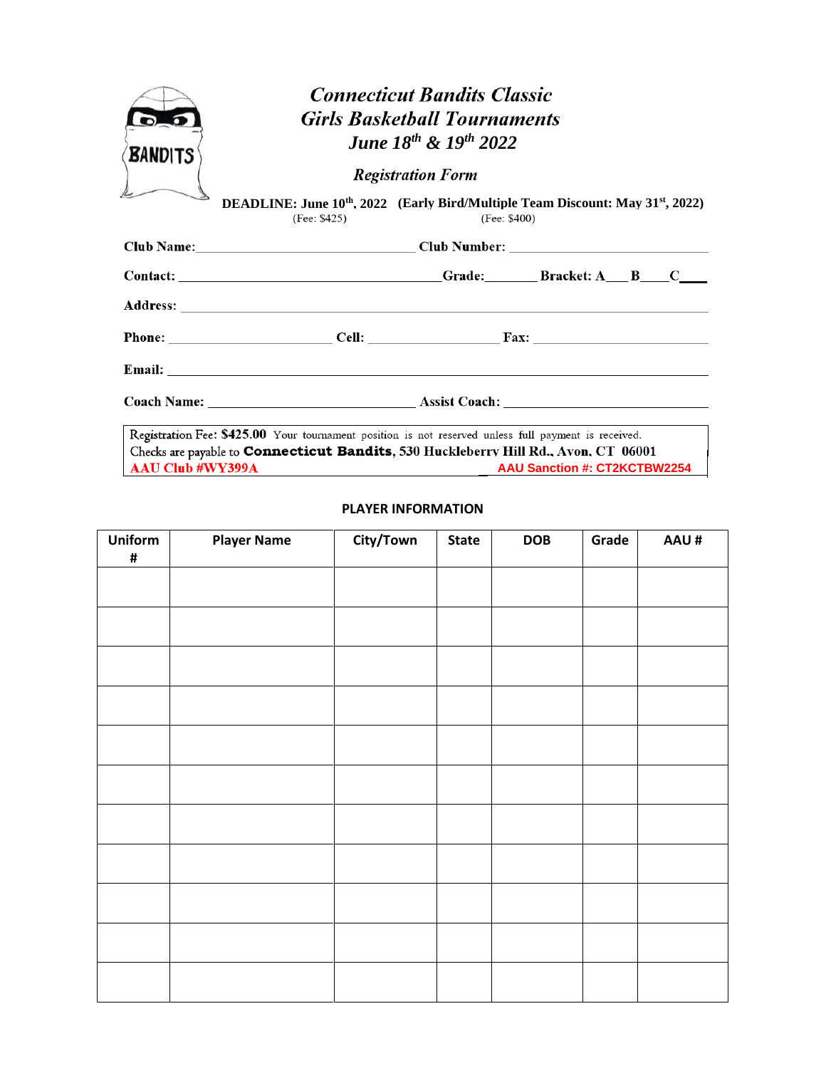BANDITS

# *Connecticut Bandits Classic*
# *Girls Basketball Tournaments*
## *June 18th & 19th 2022*

### *Registration Form*

**DEADLINE: June 10th, 2022** (Fee: $425) **(Early Bird/Multiple Team Discount: May 31st, 2022)** (Fee: $400)

**Club Name:** ______________________________ **Club Number:** ______________________________

**Contact:** ______________________________ **Grade:** ________ **Bracket: A** ___ **B** ___ **C** ___

**Address:** ______________________________

**Phone:** ____________________ **Cell:** ____________________ **Fax:** ____________________

**Email:** ______________________________

**Coach Name:** ______________________________ **Assist Coach:** ______________________________

Registration Fee: **$425.00** Your tournament position is not reserved unless full payment is received.
Checks are payable to **Connecticut Bandits, 530 Huckleberry Hill Rd., Avon, CT 06001**
**AAU Club #WY399A** **AAU Sanction #: CT2KCTBW2254**

**PLAYER INFORMATION**

| Uniform # | Player Name | City/Town | State | DOB | Grade | AAU # |
|---|---|---|---|---|---|---|
| | | | | | | |
| | | | | | | |
| | | | | | | |
| | | | | | | |
| | | | | | | |
| | | | | | | |
| | | | | | | |
| | | | | | | |
| | | | | | | |
| | | | | | | |
| | | | | | | |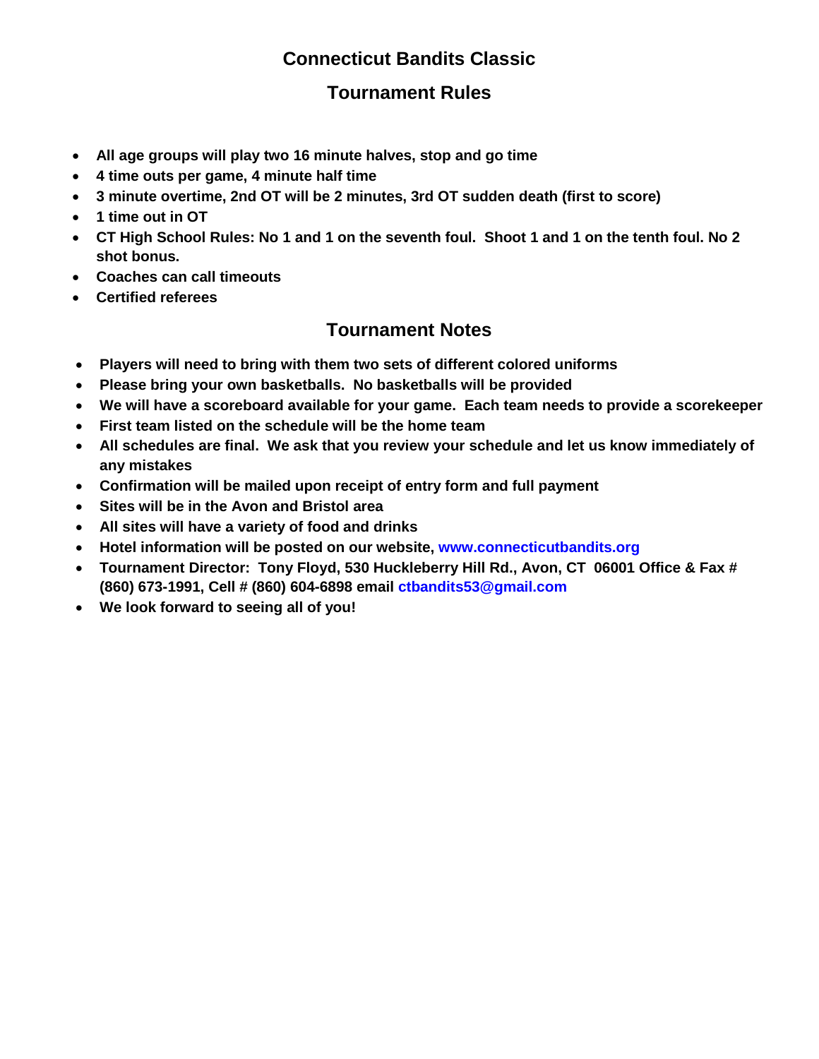# Connecticut Bandits Classic

## Tournament Rules

- **All age groups will play two 16 minute halves, stop and go time**
- **4 time outs per game, 4 minute half time**
- **3 minute overtime, 2nd OT will be 2 minutes, 3rd OT sudden death (first to score)**
- **1 time out in OT**
- **CT High School Rules: No 1 and 1 on the seventh foul. Shoot 1 and 1 on the tenth foul. No 2 shot bonus.**
- **Coaches can call timeouts**
- **Certified referees**

## Tournament Notes

- **Players will need to bring with them two sets of different colored uniforms**
- **Please bring your own basketballs. No basketballs will be provided**
- **We will have a scoreboard available for your game. Each team needs to provide a scorekeeper**
- **First team listed on the schedule will be the home team**
- **All schedules are final. We ask that you review your schedule and let us know immediately of any mistakes**
- **Confirmation will be mailed upon receipt of entry form and full payment**
- **Sites will be in the Avon and Bristol area**
- **All sites will have a variety of food and drinks**
- **Hotel information will be posted on our website, www.connecticutbandits.org**
- **Tournament Director: Tony Floyd, 530 Huckleberry Hill Rd., Avon, CT 06001 Office & Fax # (860) 673-1991, Cell # (860) 604-6898 email ctbandits53@gmail.com**
- **We look forward to seeing all of you!**